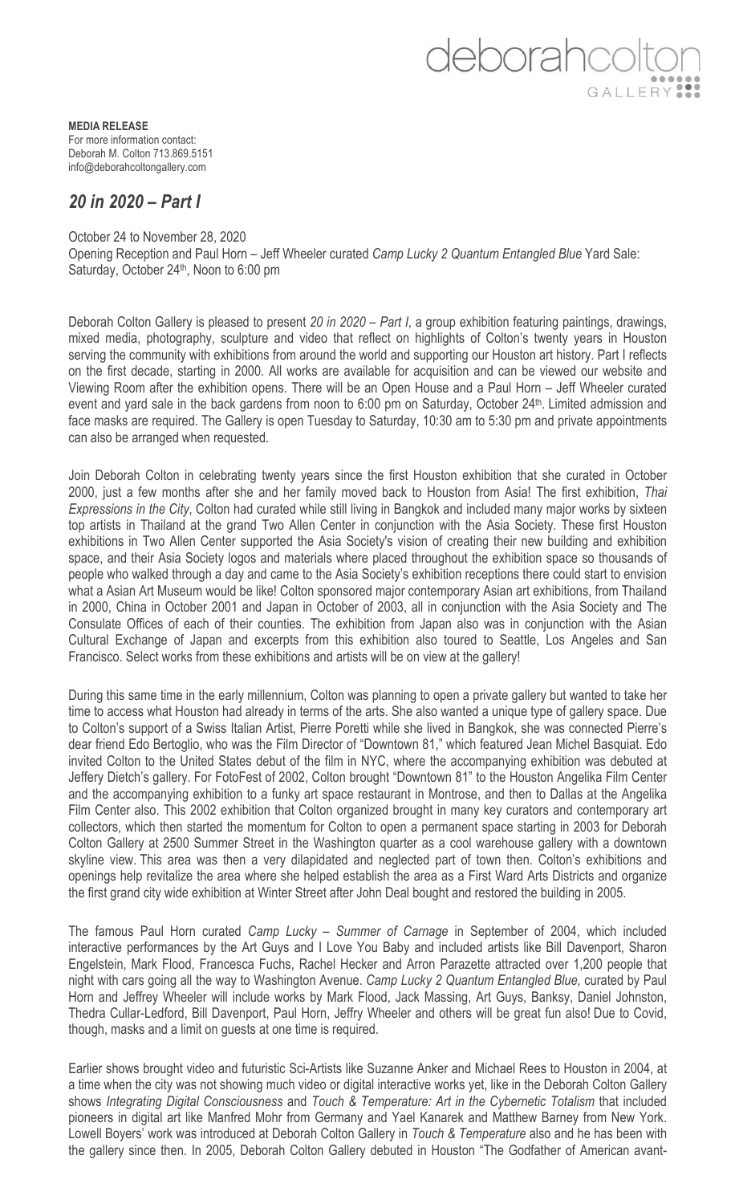deborahcolton GALLERY

**MEDIA RELEASE**
For more information contact:
Deborah M. Colton 713.869.5151
info@deborahcoltongallery.com

## *20 in 2020 – Part I*

October 24 to November 28, 2020
Opening Reception and Paul Horn – Jeff Wheeler curated *Camp Lucky 2 Quantum Entangled Blue* Yard Sale:
Saturday, October 24th, Noon to 6:00 pm

Deborah Colton Gallery is pleased to present *20 in 2020 – Part I*, a group exhibition featuring paintings, drawings, mixed media, photography, sculpture and video that reflect on highlights of Colton's twenty years in Houston serving the community with exhibitions from around the world and supporting our Houston art history. Part I reflects on the first decade, starting in 2000. All works are available for acquisition and can be viewed our website and Viewing Room after the exhibition opens. There will be an Open House and a Paul Horn – Jeff Wheeler curated event and yard sale in the back gardens from noon to 6:00 pm on Saturday, October 24th. Limited admission and face masks are required. The Gallery is open Tuesday to Saturday, 10:30 am to 5:30 pm and private appointments can also be arranged when requested.

Join Deborah Colton in celebrating twenty years since the first Houston exhibition that she curated in October 2000, just a few months after she and her family moved back to Houston from Asia! The first exhibition, *Thai Expressions in the City*, Colton had curated while still living in Bangkok and included many major works by sixteen top artists in Thailand at the grand Two Allen Center in conjunction with the Asia Society. These first Houston exhibitions in Two Allen Center supported the Asia Society's vision of creating their new building and exhibition space, and their Asia Society logos and materials where placed throughout the exhibition space so thousands of people who walked through a day and came to the Asia Society's exhibition receptions there could start to envision what a Asian Art Museum would be like! Colton sponsored major contemporary Asian art exhibitions, from Thailand in 2000, China in October 2001 and Japan in October of 2003, all in conjunction with the Asia Society and The Consulate Offices of each of their counties. The exhibition from Japan also was in conjunction with the Asian Cultural Exchange of Japan and excerpts from this exhibition also toured to Seattle, Los Angeles and San Francisco. Select works from these exhibitions and artists will be on view at the gallery!

During this same time in the early millennium, Colton was planning to open a private gallery but wanted to take her time to access what Houston had already in terms of the arts. She also wanted a unique type of gallery space. Due to Colton's support of a Swiss Italian Artist, Pierre Poretti while she lived in Bangkok, she was connected Pierre's dear friend Edo Bertoglio, who was the Film Director of "Downtown 81," which featured Jean Michel Basquiat. Edo invited Colton to the United States debut of the film in NYC, where the accompanying exhibition was debuted at Jeffery Dietch's gallery. For FotoFest of 2002, Colton brought "Downtown 81" to the Houston Angelika Film Center and the accompanying exhibition to a funky art space restaurant in Montrose, and then to Dallas at the Angelika Film Center also. This 2002 exhibition that Colton organized brought in many key curators and contemporary art collectors, which then started the momentum for Colton to open a permanent space starting in 2003 for Deborah Colton Gallery at 2500 Summer Street in the Washington quarter as a cool warehouse gallery with a downtown skyline view. This area was then a very dilapidated and neglected part of town then. Colton's exhibitions and openings help revitalize the area where she helped establish the area as a First Ward Arts Districts and organize the first grand city wide exhibition at Winter Street after John Deal bought and restored the building in 2005.

The famous Paul Horn curated *Camp Lucky – Summer of Carnage* in September of 2004, which included interactive performances by the Art Guys and I Love You Baby and included artists like Bill Davenport, Sharon Engelstein, Mark Flood, Francesca Fuchs, Rachel Hecker and Arron Parazette attracted over 1,200 people that night with cars going all the way to Washington Avenue. *Camp Lucky 2 Quantum Entangled Blue,* curated by Paul Horn and Jeffrey Wheeler will include works by Mark Flood, Jack Massing, Art Guys, Banksy, Daniel Johnston, Thedra Cullar-Ledford, Bill Davenport, Paul Horn, Jeffry Wheeler and others will be great fun also! Due to Covid, though, masks and a limit on guests at one time is required.

Earlier shows brought video and futuristic Sci-Artists like Suzanne Anker and Michael Rees to Houston in 2004, at a time when the city was not showing much video or digital interactive works yet, like in the Deborah Colton Gallery shows *Integrating Digital Consciousness* and *Touch & Temperature: Art in the Cybernetic Totalism* that included pioneers in digital art like Manfred Mohr from Germany and Yael Kanarek and Matthew Barney from New York. Lowell Boyers' work was introduced at Deborah Colton Gallery in *Touch & Temperature* also and he has been with the gallery since then. In 2005, Deborah Colton Gallery debuted in Houston "The Godfather of American avant-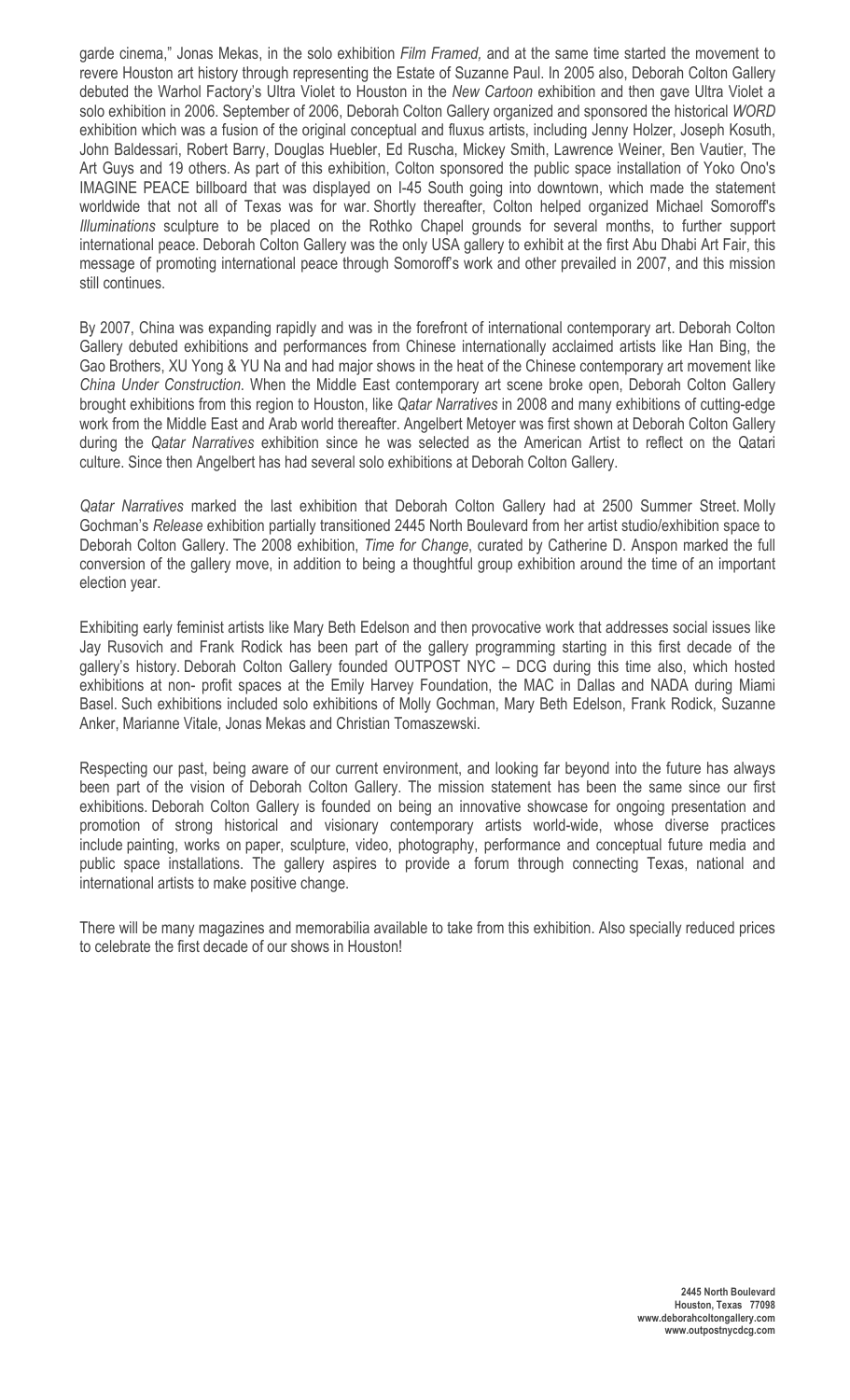garde cinema," Jonas Mekas, in the solo exhibition *Film Framed,* and at the same time started the movement to revere Houston art history through representing the Estate of Suzanne Paul. In 2005 also, Deborah Colton Gallery debuted the Warhol Factory's Ultra Violet to Houston in the *New Cartoon* exhibition and then gave Ultra Violet a solo exhibition in 2006. September of 2006, Deborah Colton Gallery organized and sponsored the historical *WORD* exhibition which was a fusion of the original conceptual and fluxus artists, including Jenny Holzer, Joseph Kosuth, John Baldessari, Robert Barry, Douglas Huebler, Ed Ruscha, Mickey Smith, Lawrence Weiner, Ben Vautier, The Art Guys and 19 others. As part of this exhibition, Colton sponsored the public space installation of Yoko Ono's IMAGINE PEACE billboard that was displayed on I-45 South going into downtown, which made the statement worldwide that not all of Texas was for war. Shortly thereafter, Colton helped organized Michael Somoroff's *Illuminations* sculpture to be placed on the Rothko Chapel grounds for several months, to further support international peace. Deborah Colton Gallery was the only USA gallery to exhibit at the first Abu Dhabi Art Fair, this message of promoting international peace through Somoroff's work and other prevailed in 2007, and this mission still continues.

By 2007, China was expanding rapidly and was in the forefront of international contemporary art. Deborah Colton Gallery debuted exhibitions and performances from Chinese internationally acclaimed artists like Han Bing, the Gao Brothers, XU Yong & YU Na and had major shows in the heat of the Chinese contemporary art movement like *China Under Construction*. When the Middle East contemporary art scene broke open, Deborah Colton Gallery brought exhibitions from this region to Houston, like *Qatar Narratives* in 2008 and many exhibitions of cutting-edge work from the Middle East and Arab world thereafter. Angelbert Metoyer was first shown at Deborah Colton Gallery during the *Qatar Narratives* exhibition since he was selected as the American Artist to reflect on the Qatari culture. Since then Angelbert has had several solo exhibitions at Deborah Colton Gallery.

*Qatar Narratives* marked the last exhibition that Deborah Colton Gallery had at 2500 Summer Street. Molly Gochman's *Release* exhibition partially transitioned 2445 North Boulevard from her artist studio/exhibition space to Deborah Colton Gallery. The 2008 exhibition, *Time for Change*, curated by Catherine D. Anspon marked the full conversion of the gallery move, in addition to being a thoughtful group exhibition around the time of an important election year.

Exhibiting early feminist artists like Mary Beth Edelson and then provocative work that addresses social issues like Jay Rusovich and Frank Rodick has been part of the gallery programming starting in this first decade of the gallery's history. Deborah Colton Gallery founded OUTPOST NYC – DCG during this time also, which hosted exhibitions at non- profit spaces at the Emily Harvey Foundation, the MAC in Dallas and NADA during Miami Basel. Such exhibitions included solo exhibitions of Molly Gochman, Mary Beth Edelson, Frank Rodick, Suzanne Anker, Marianne Vitale, Jonas Mekas and Christian Tomaszewski.

Respecting our past, being aware of our current environment, and looking far beyond into the future has always been part of the vision of Deborah Colton Gallery. The mission statement has been the same since our first exhibitions. Deborah Colton Gallery is founded on being an innovative showcase for ongoing presentation and promotion of strong historical and visionary contemporary artists world-wide, whose diverse practices include painting, works on paper, sculpture, video, photography, performance and conceptual future media and public space installations. The gallery aspires to provide a forum through connecting Texas, national and international artists to make positive change.

There will be many magazines and memorabilia available to take from this exhibition. Also specially reduced prices to celebrate the first decade of our shows in Houston!

**2445 North Boulevard**
**Houston, Texas 77098**
**www.deborahcoltongallery.com**
**www.outpostnycdcg.com**